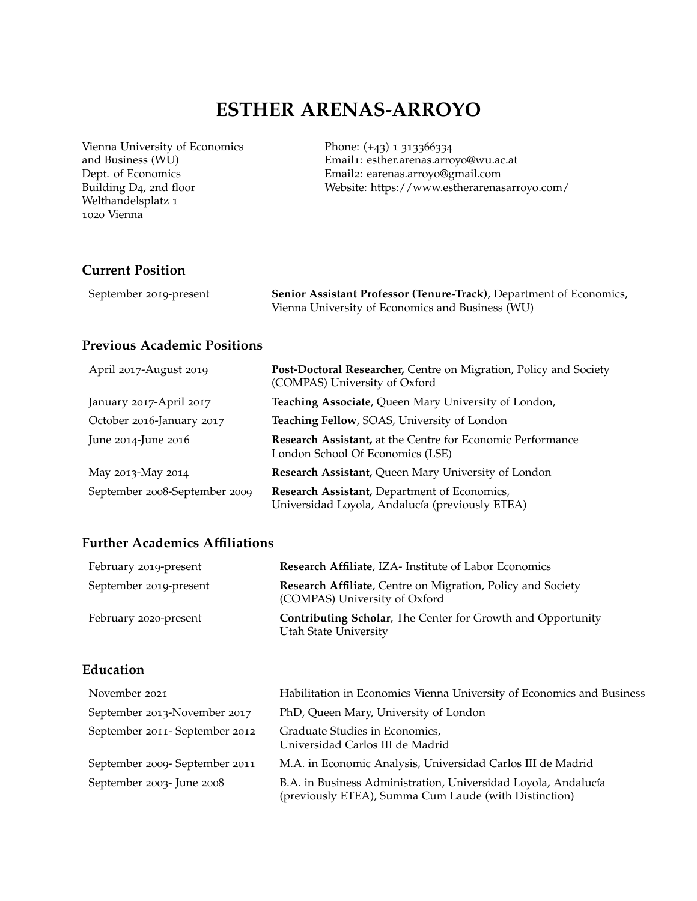# ESTHER ARENAS-ARROYO

Vienna University of Economics and Business (WU)
Dept. of Economics
Building D4, 2nd floor
Welthandelsplatz 1
1020 Vienna

Phone: (+43) 1 313366334
Email1: esther.arenas.arroyo@wu.ac.at
Email2: earenas.arroyo@gmail.com
Website: https://www.estherarenasarroyo.com/

## Current Position

| | |
|---|---|
| September 2019-present | **Senior Assistant Professor (Tenure-Track)**, Department of Economics, Vienna University of Economics and Business (WU) |

## Previous Academic Positions

| | |
|---|---|
| April 2017-August 2019 | **Post-Doctoral Researcher,** Centre on Migration, Policy and Society (COMPAS) University of Oxford |
| January 2017-April 2017 | **Teaching Associate**, Queen Mary University of London, |
| October 2016-January 2017 | **Teaching Fellow**, SOAS, University of London |
| June 2014-June 2016 | **Research Assistant,** at the Centre for Economic Performance London School Of Economics (LSE) |
| May 2013-May 2014 | **Research Assistant,** Queen Mary University of London |
| September 2008-September 2009 | **Research Assistant,** Department of Economics, Universidad Loyola, Andalucía (previously ETEA) |

## Further Academics Affiliations

| | |
|---|---|
| February 2019-present | **Research Affiliate**, IZA- Institute of Labor Economics |
| September 2019-present | **Research Affiliate**, Centre on Migration, Policy and Society (COMPAS) University of Oxford |
| February 2020-present | **Contributing Scholar**, The Center for Growth and Opportunity Utah State University |

## Education

| | |
|---|---|
| November 2021 | Habilitation in Economics Vienna University of Economics and Business |
| September 2013-November 2017 | PhD, Queen Mary, University of London |
| September 2011- September 2012 | Graduate Studies in Economics, Universidad Carlos III de Madrid |
| September 2009- September 2011 | M.A. in Economic Analysis, Universidad Carlos III de Madrid |
| September 2003- June 2008 | B.A. in Business Administration, Universidad Loyola, Andalucía (previously ETEA), Summa Cum Laude (with Distinction) |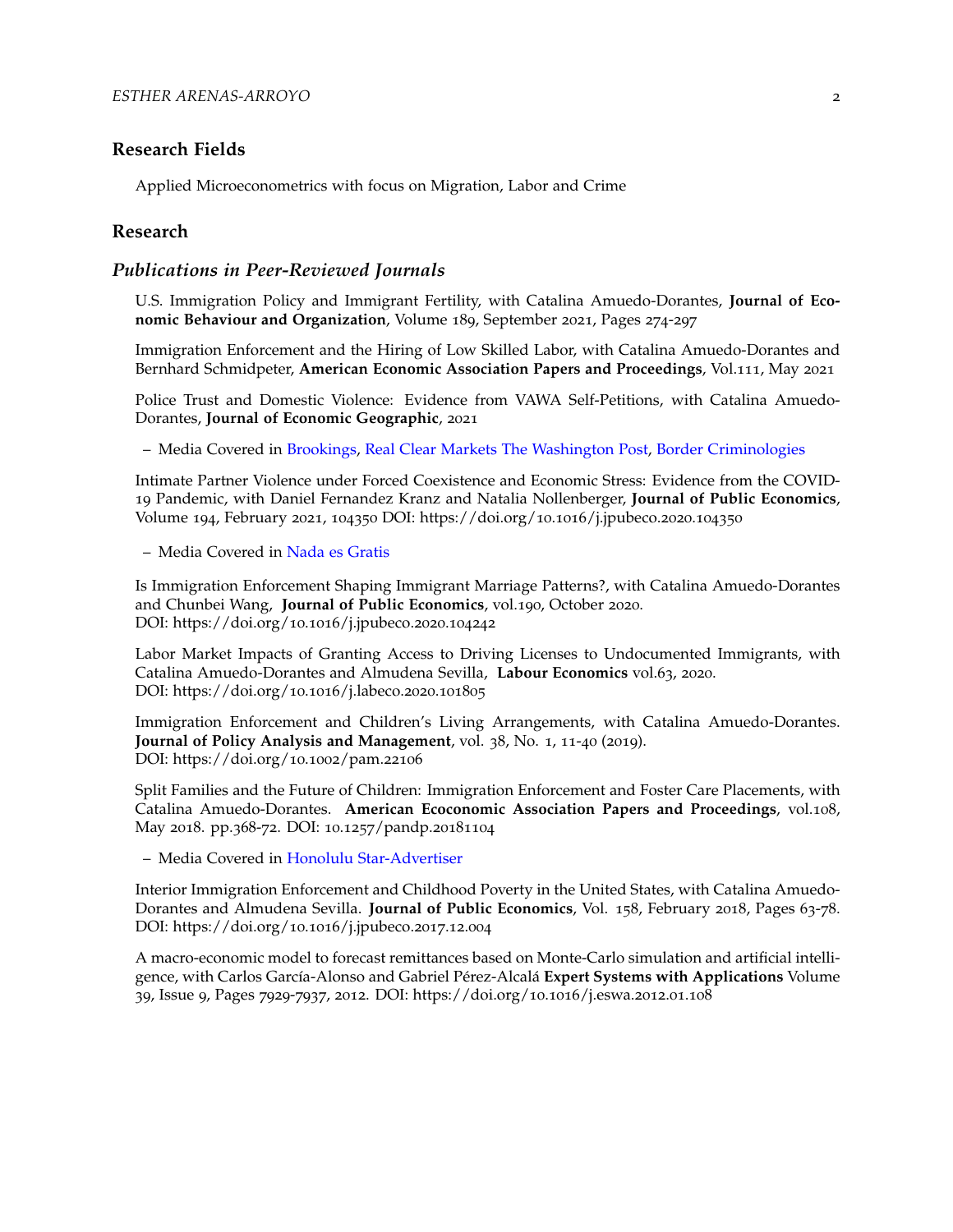## Research Fields

Applied Microeconometrics with focus on Migration, Labor and Crime

## Research

### *Publications in Peer-Reviewed Journals*

U.S. Immigration Policy and Immigrant Fertility, with Catalina Amuedo-Dorantes, **Journal of Economic Behaviour and Organization**, Volume 189, September 2021, Pages 274-297

Immigration Enforcement and the Hiring of Low Skilled Labor, with Catalina Amuedo-Dorantes and Bernhard Schmidpeter, **American Economic Association Papers and Proceedings**, Vol.111, May 2021

Police Trust and Domestic Violence: Evidence from VAWA Self-Petitions, with Catalina Amuedo-Dorantes, **Journal of Economic Geographic**, 2021

– Media Covered in Brookings, Real Clear Markets The Washington Post, Border Criminologies

Intimate Partner Violence under Forced Coexistence and Economic Stress: Evidence from the COVID-19 Pandemic, with Daniel Fernandez Kranz and Natalia Nollenberger, **Journal of Public Economics**, Volume 194, February 2021, 104350 DOI: https://doi.org/10.1016/j.jpubeco.2020.104350

– Media Covered in Nada es Gratis

Is Immigration Enforcement Shaping Immigrant Marriage Patterns?, with Catalina Amuedo-Dorantes and Chunbei Wang, **Journal of Public Economics**, vol.190, October 2020.
DOI: https://doi.org/10.1016/j.jpubeco.2020.104242

Labor Market Impacts of Granting Access to Driving Licenses to Undocumented Immigrants, with Catalina Amuedo-Dorantes and Almudena Sevilla, **Labour Economics** vol.63, 2020.
DOI: https://doi.org/10.1016/j.labeco.2020.101805

Immigration Enforcement and Children's Living Arrangements, with Catalina Amuedo-Dorantes. **Journal of Policy Analysis and Management**, vol. 38, No. 1, 11-40 (2019).
DOI: https://doi.org/10.1002/pam.22106

Split Families and the Future of Children: Immigration Enforcement and Foster Care Placements, with Catalina Amuedo-Dorantes. **American Ecoconomic Association Papers and Proceedings**, vol.108, May 2018. pp.368-72. DOI: 10.1257/pandp.20181104

– Media Covered in Honolulu Star-Advertiser

Interior Immigration Enforcement and Childhood Poverty in the United States, with Catalina Amuedo-Dorantes and Almudena Sevilla. **Journal of Public Economics**, Vol. 158, February 2018, Pages 63-78.
DOI: https://doi.org/10.1016/j.jpubeco.2017.12.004

A macro-economic model to forecast remittances based on Monte-Carlo simulation and artificial intelligence, with Carlos García-Alonso and Gabriel Pérez-Alcalá **Expert Systems with Applications** Volume 39, Issue 9, Pages 7929-7937, 2012. DOI: https://doi.org/10.1016/j.eswa.2012.01.108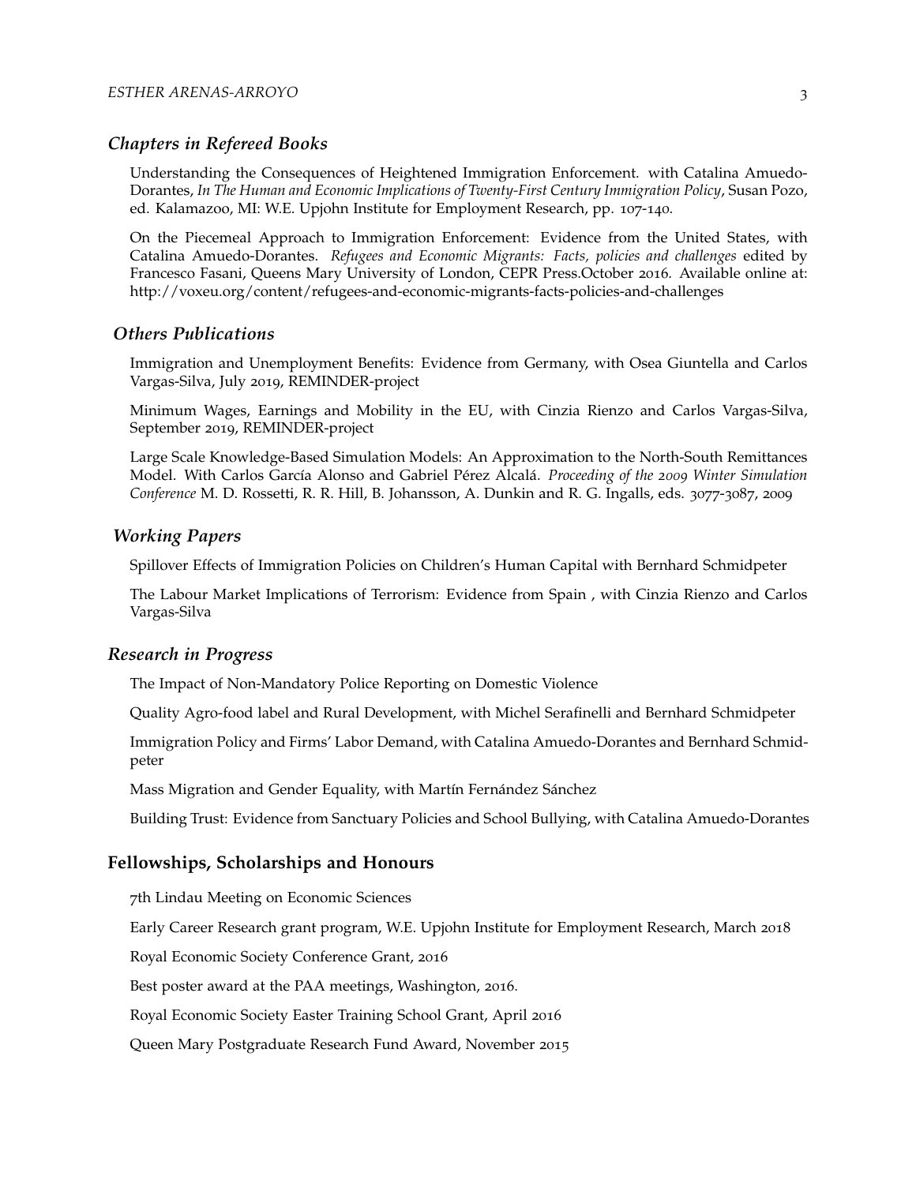### *Chapters in Refereed Books*

Understanding the Consequences of Heightened Immigration Enforcement. with Catalina Amuedo-Dorantes, *In The Human and Economic Implications of Twenty-First Century Immigration Policy*, Susan Pozo, ed. Kalamazoo, MI: W.E. Upjohn Institute for Employment Research, pp. 107-140.

On the Piecemeal Approach to Immigration Enforcement: Evidence from the United States, with Catalina Amuedo-Dorantes. *Refugees and Economic Migrants: Facts, policies and challenges* edited by Francesco Fasani, Queens Mary University of London, CEPR Press.October 2016. Available online at: http://voxeu.org/content/refugees-and-economic-migrants-facts-policies-and-challenges

### *Others Publications*

Immigration and Unemployment Benefits: Evidence from Germany, with Osea Giuntella and Carlos Vargas-Silva, July 2019, REMINDER-project

Minimum Wages, Earnings and Mobility in the EU, with Cinzia Rienzo and Carlos Vargas-Silva, September 2019, REMINDER-project

Large Scale Knowledge-Based Simulation Models: An Approximation to the North-South Remittances Model. With Carlos García Alonso and Gabriel Pérez Alcalá. *Proceeding of the 2009 Winter Simulation Conference* M. D. Rossetti, R. R. Hill, B. Johansson, A. Dunkin and R. G. Ingalls, eds. 3077-3087, 2009

### *Working Papers*

Spillover Effects of Immigration Policies on Children's Human Capital with Bernhard Schmidpeter

The Labour Market Implications of Terrorism: Evidence from Spain , with Cinzia Rienzo and Carlos Vargas-Silva

### *Research in Progress*

The Impact of Non-Mandatory Police Reporting on Domestic Violence

Quality Agro-food label and Rural Development, with Michel Serafinelli and Bernhard Schmidpeter

Immigration Policy and Firms' Labor Demand, with Catalina Amuedo-Dorantes and Bernhard Schmidpeter

Mass Migration and Gender Equality, with Martín Fernández Sánchez

Building Trust: Evidence from Sanctuary Policies and School Bullying, with Catalina Amuedo-Dorantes

## **Fellowships, Scholarships and Honours**

7th Lindau Meeting on Economic Sciences

Early Career Research grant program, W.E. Upjohn Institute for Employment Research, March 2018

Royal Economic Society Conference Grant, 2016

Best poster award at the PAA meetings, Washington, 2016.

Royal Economic Society Easter Training School Grant, April 2016

Queen Mary Postgraduate Research Fund Award, November 2015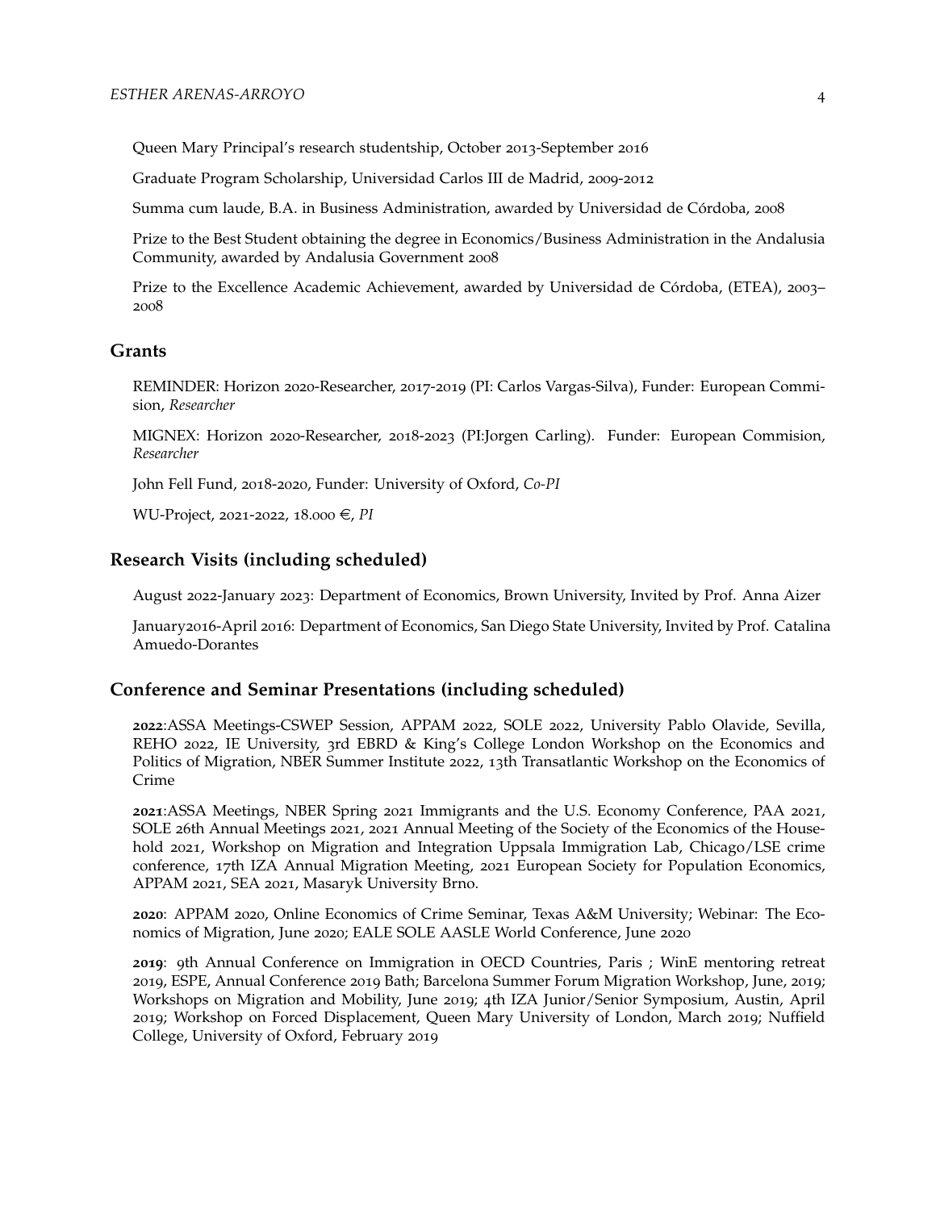Queen Mary Principal's research studentship, October 2013-September 2016

Graduate Program Scholarship, Universidad Carlos III de Madrid, 2009-2012

Summa cum laude, B.A. in Business Administration, awarded by Universidad de Córdoba, 2008

Prize to the Best Student obtaining the degree in Economics/Business Administration in the Andalusia Community, awarded by Andalusia Government 2008

Prize to the Excellence Academic Achievement, awarded by Universidad de Córdoba, (ETEA), 2003–2008

## Grants

REMINDER: Horizon 2020-Researcher, 2017-2019 (PI: Carlos Vargas-Silva), Funder: European Commision, *Researcher*

MIGNEX: Horizon 2020-Researcher, 2018-2023 (PI:Jorgen Carling). Funder: European Commision, *Researcher*

John Fell Fund, 2018-2020, Funder: University of Oxford, *Co-PI*

WU-Project, 2021-2022, 18.000 €, *PI*

## Research Visits (including scheduled)

August 2022-January 2023: Department of Economics, Brown University, Invited by Prof. Anna Aizer

January2016-April 2016: Department of Economics, San Diego State University, Invited by Prof. Catalina Amuedo-Dorantes

## Conference and Seminar Presentations (including scheduled)

**2022**:ASSA Meetings-CSWEP Session, APPAM 2022, SOLE 2022, University Pablo Olavide, Sevilla, REHO 2022, IE University, 3rd EBRD & King's College London Workshop on the Economics and Politics of Migration, NBER Summer Institute 2022, 13th Transatlantic Workshop on the Economics of Crime

**2021**:ASSA Meetings, NBER Spring 2021 Immigrants and the U.S. Economy Conference, PAA 2021, SOLE 26th Annual Meetings 2021, 2021 Annual Meeting of the Society of the Economics of the Household 2021, Workshop on Migration and Integration Uppsala Immigration Lab, Chicago/LSE crime conference, 17th IZA Annual Migration Meeting, 2021 European Society for Population Economics, APPAM 2021, SEA 2021, Masaryk University Brno.

**2020**: APPAM 2020, Online Economics of Crime Seminar, Texas A&M University; Webinar: The Economics of Migration, June 2020; EALE SOLE AASLE World Conference, June 2020

**2019**: 9th Annual Conference on Immigration in OECD Countries, Paris ; WinE mentoring retreat 2019, ESPE, Annual Conference 2019 Bath; Barcelona Summer Forum Migration Workshop, June, 2019; Workshops on Migration and Mobility, June 2019; 4th IZA Junior/Senior Symposium, Austin, April 2019; Workshop on Forced Displacement, Queen Mary University of London, March 2019; Nuffield College, University of Oxford, February 2019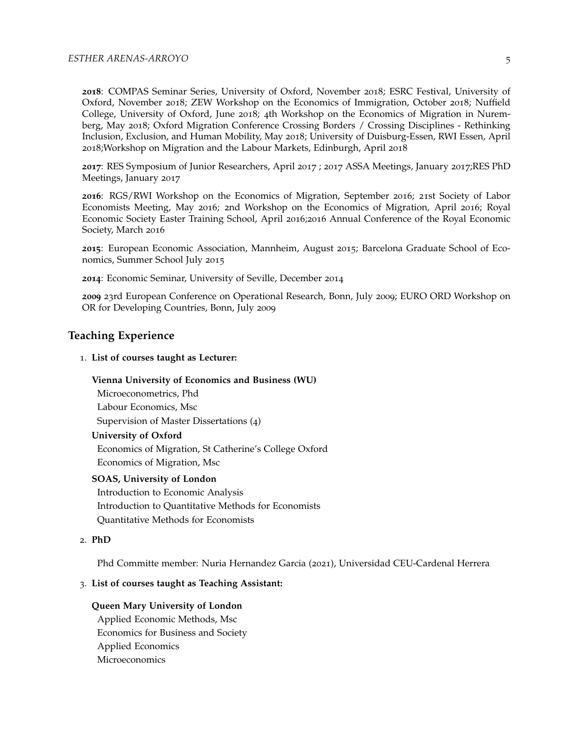**2018**: COMPAS Seminar Series, University of Oxford, November 2018; ESRC Festival, University of Oxford, November 2018; ZEW Workshop on the Economics of Immigration, October 2018; Nuffield College, University of Oxford, June 2018; 4th Workshop on the Economics of Migration in Nuremberg, May 2018; Oxford Migration Conference Crossing Borders / Crossing Disciplines - Rethinking Inclusion, Exclusion, and Human Mobility, May 2018; University of Duisburg-Essen, RWI Essen, April 2018;Workshop on Migration and the Labour Markets, Edinburgh, April 2018

**2017**: RES Symposium of Junior Researchers, April 2017 ; 2017 ASSA Meetings, January 2017;RES PhD Meetings, January 2017

**2016**: RGS/RWI Workshop on the Economics of Migration, September 2016; 21st Society of Labor Economists Meeting, May 2016; 2nd Workshop on the Economics of Migration, April 2016; Royal Economic Society Easter Training School, April 2016;2016 Annual Conference of the Royal Economic Society, March 2016

**2015**: European Economic Association, Mannheim, August 2015; Barcelona Graduate School of Economics, Summer School July 2015

**2014**: Economic Seminar, University of Seville, December 2014

**2009** 23rd European Conference on Operational Research, Bonn, July 2009; EURO ORD Workshop on OR for Developing Countries, Bonn, July 2009

## Teaching Experience

1. **List of courses taught as Lecturer:**

   **Vienna University of Economics and Business (WU)**
   Microeconometrics, Phd
   Labour Economics, Msc
   Supervision of Master Dissertations (4)

   **University of Oxford**
   Economics of Migration, St Catherine's College Oxford
   Economics of Migration, Msc

   **SOAS, University of London**
   Introduction to Economic Analysis
   Introduction to Quantitative Methods for Economists
   Quantitative Methods for Economists

2. **PhD**

   Phd Committe member: Nuria Hernandez Garcia (2021), Universidad CEU-Cardenal Herrera

3. **List of courses taught as Teaching Assistant:**

   **Queen Mary University of London**
   Applied Economic Methods, Msc
   Economics for Business and Society
   Applied Economics
   Microeconomics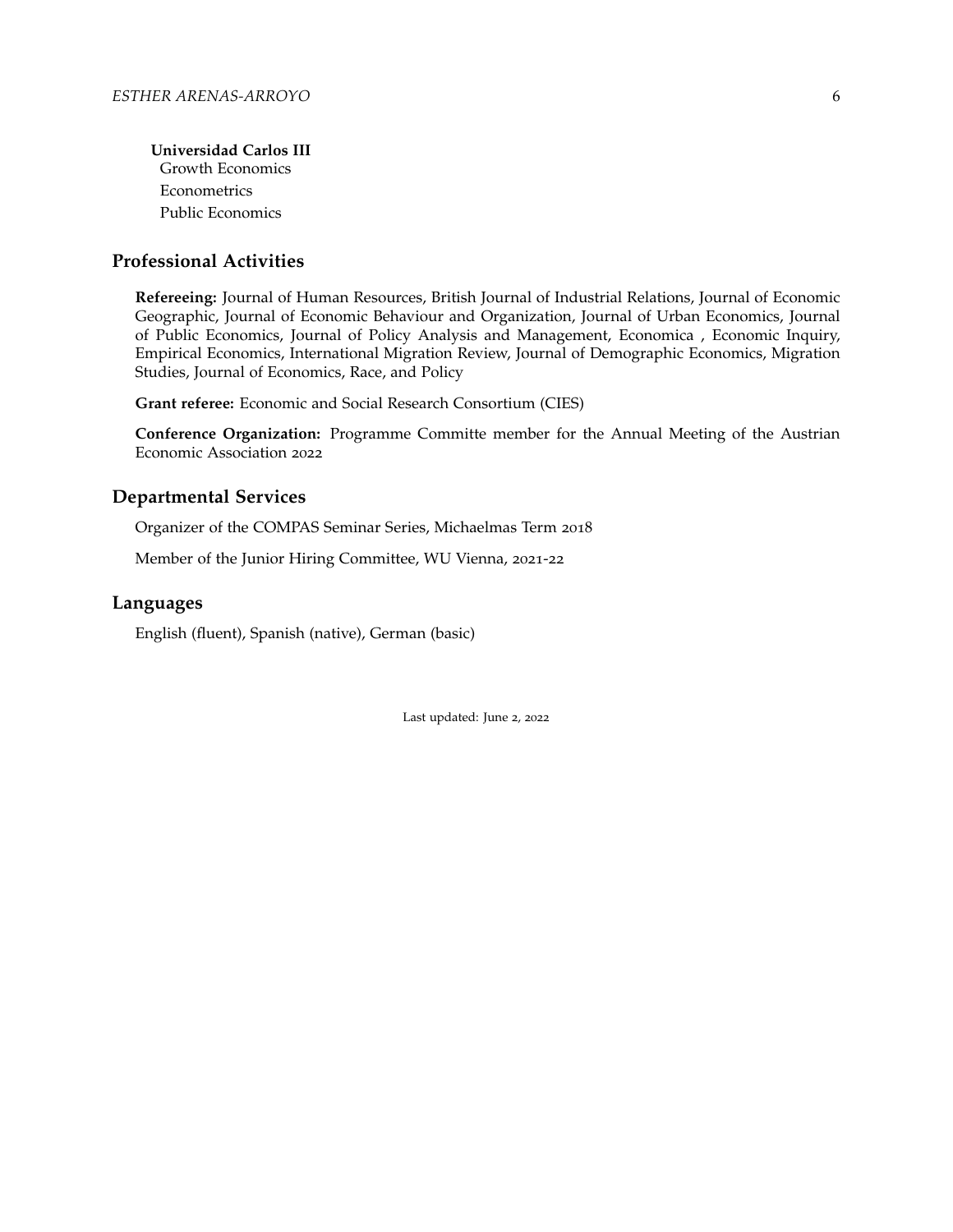**Universidad Carlos III**
Growth Economics
Econometrics
Public Economics

## Professional Activities

**Refereeing:** Journal of Human Resources, British Journal of Industrial Relations, Journal of Economic Geographic, Journal of Economic Behaviour and Organization, Journal of Urban Economics, Journal of Public Economics, Journal of Policy Analysis and Management, Economica , Economic Inquiry, Empirical Economics, International Migration Review, Journal of Demographic Economics, Migration Studies, Journal of Economics, Race, and Policy

**Grant referee:** Economic and Social Research Consortium (CIES)

**Conference Organization:** Programme Committe member for the Annual Meeting of the Austrian Economic Association 2022

## Departmental Services

Organizer of the COMPAS Seminar Series, Michaelmas Term 2018

Member of the Junior Hiring Committee, WU Vienna, 2021-22

## Languages

English (fluent), Spanish (native), German (basic)

Last updated: June 2, 2022